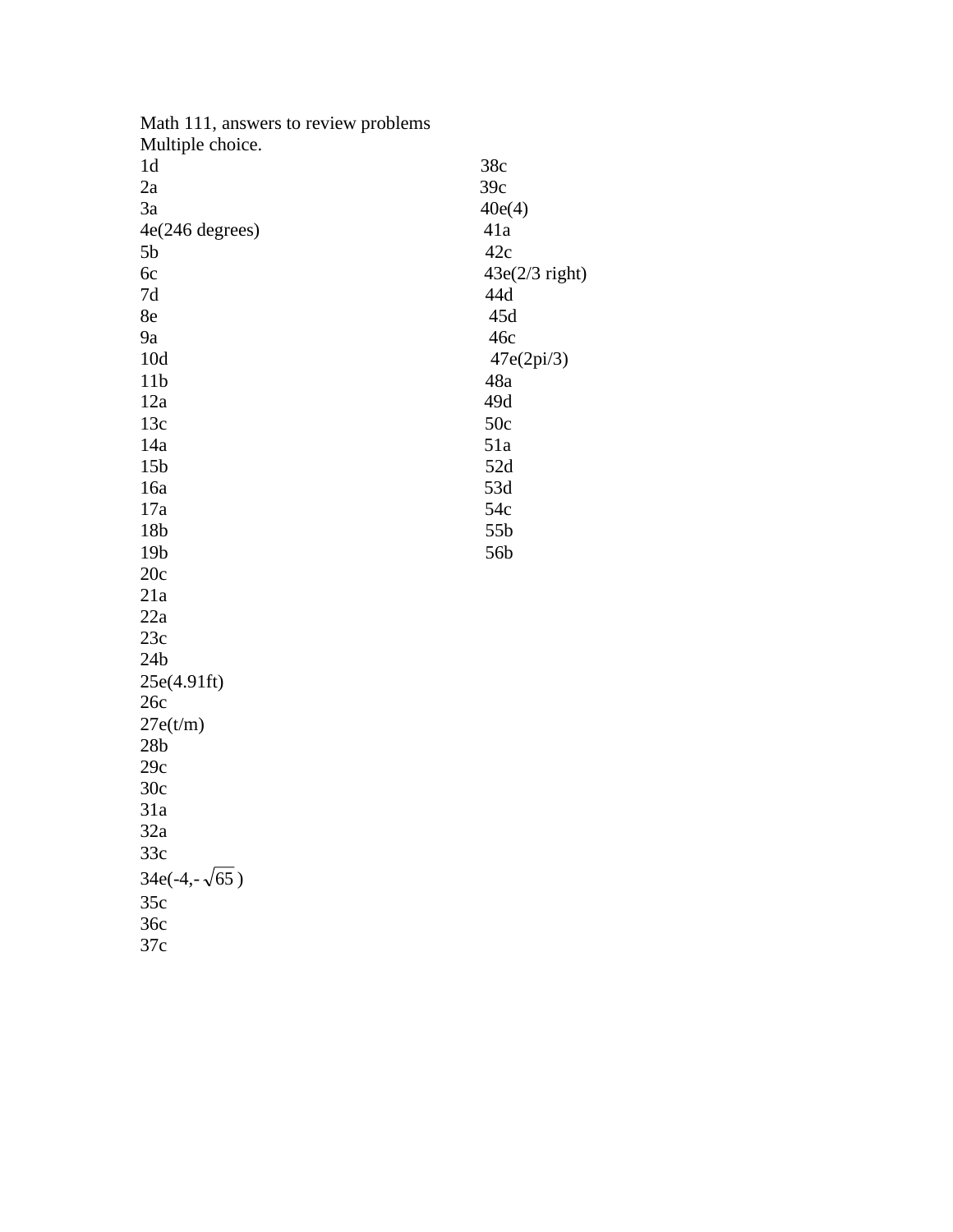Math 111, answers to review problems

Multiple choice.

1d
2a
3a
4e(246 degrees)
5b
6c
7d
8e
9a
10d
11b
12a
13c
14a
15b
16a
17a
18b
19b
20c
21a
22a
23c
24b
25e(4.91ft)
26c
27e(t/m)
28b
29c
30c
31a
32a
33c
34e(-4,- $\sqrt{65}$ )
35c
36c
37c
38c
39c
40e(4)
41a
42c
43e(2/3 right)
44d
45d
46c
47e(2pi/3)
48a
49d
50c
51a
52d
53d
54c
55b
56b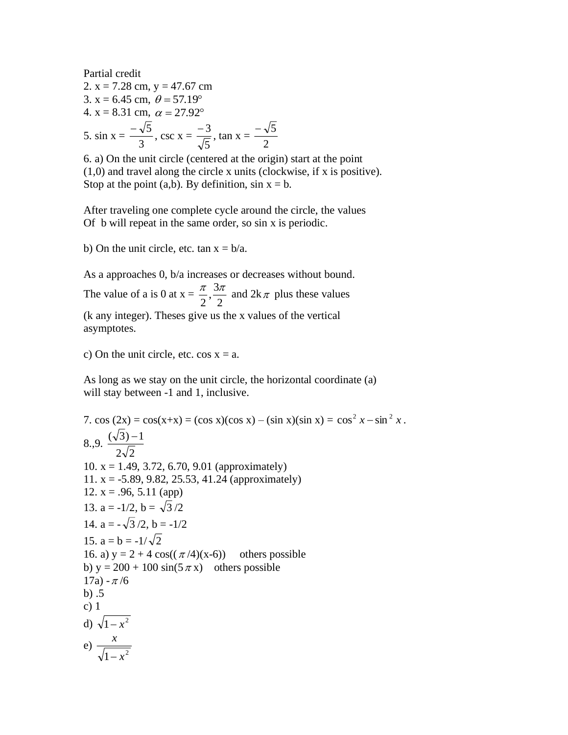Partial credit

2. x = 7.28 cm, y = 47.67 cm

3. x = 6.45 cm, $\theta = 57.19°$

4. x = 8.31 cm, $\alpha = 27.92°$

5. sin x = $\frac{-\sqrt{5}}{3}$, csc x = $\frac{-3}{\sqrt{5}}$, tan x = $\frac{-\sqrt{5}}{2}$

6. a) On the unit circle (centered at the origin) start at the point (1,0) and travel along the circle x units (clockwise, if x is positive). Stop at the point (a,b). By definition, sin x = b.

After traveling one complete cycle around the circle, the values Of b will repeat in the same order, so sin x is periodic.

b) On the unit circle, etc. tan x = b/a.

As a approaches 0, b/a increases or decreases without bound. The value of a is 0 at x = $\frac{\pi}{2}, \frac{3\pi}{2}$ and 2k$\pi$ plus these values (k any integer). Theses give us the x values of the vertical asymptotes.

c) On the unit circle, etc. cos x = a.

As long as we stay on the unit circle, the horizontal coordinate (a) will stay between -1 and 1, inclusive.

7. cos (2x) = cos(x+x) = (cos x)(cos x) – (sin x)(sin x) = $\cos^2 x - \sin^2 x$.

8.,9. $\frac{(\sqrt{3})-1}{2\sqrt{2}}$

10. x = 1.49, 3.72, 6.70, 9.01 (approximately)

11. x = -5.89, 9.82, 25.53, 41.24 (approximately)

12. x = .96, 5.11 (app)

13. a = -1/2, b = $\sqrt{3}/2$

14. a = -$\sqrt{3}/2$, b = -1/2

15. a = b = -1/$\sqrt{2}$

16. a) y = 2 + 4 cos(($\pi$/4)(x-6))     others possible

b) y = 200 + 100 sin(5$\pi$x)     others possible

17a) -$\pi$/6

b) .5

c) 1

d) $\sqrt{1-x^2}$

e) $\frac{x}{\sqrt{1-x^2}}$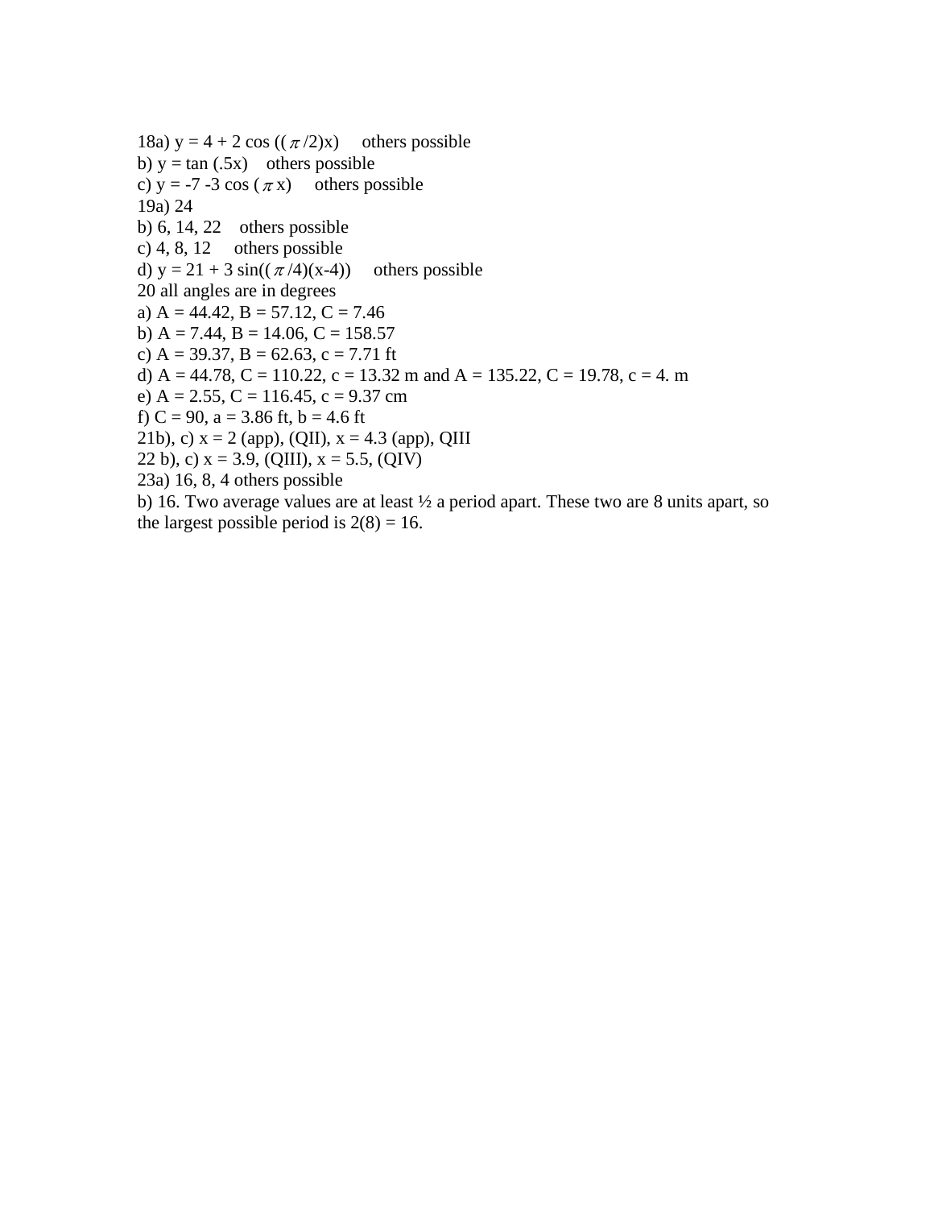18a) $y = 4 + 2\cos((\pi/2)x)$ others possible

b) $y = \tan(.5x)$ others possible

c) $y = -7 - 3\cos(\pi x)$ others possible

19a) 24

b) 6, 14, 22 others possible

c) 4, 8, 12 others possible

d) $y = 21 + 3\sin((\pi/4)(x-4))$ others possible

20 all angles are in degrees

a) A = 44.42, B = 57.12, C = 7.46

b) A = 7.44, B = 14.06, C = 158.57

c) A = 39.37, B = 62.63, c = 7.71 ft

d) A = 44.78, C = 110.22, c = 13.32 m and A = 135.22, C = 19.78, c = 4. m

e) A = 2.55, C = 116.45, c = 9.37 cm

f) C = 90, a = 3.86 ft, b = 4.6 ft

21b), c) x = 2 (app), (QII), x = 4.3 (app), QIII

22 b), c) x = 3.9, (QIII), x = 5.5, (QIV)

23a) 16, 8, 4 others possible

b) 16. Two average values are at least ½ a period apart. These two are 8 units apart, so the largest possible period is 2(8) = 16.